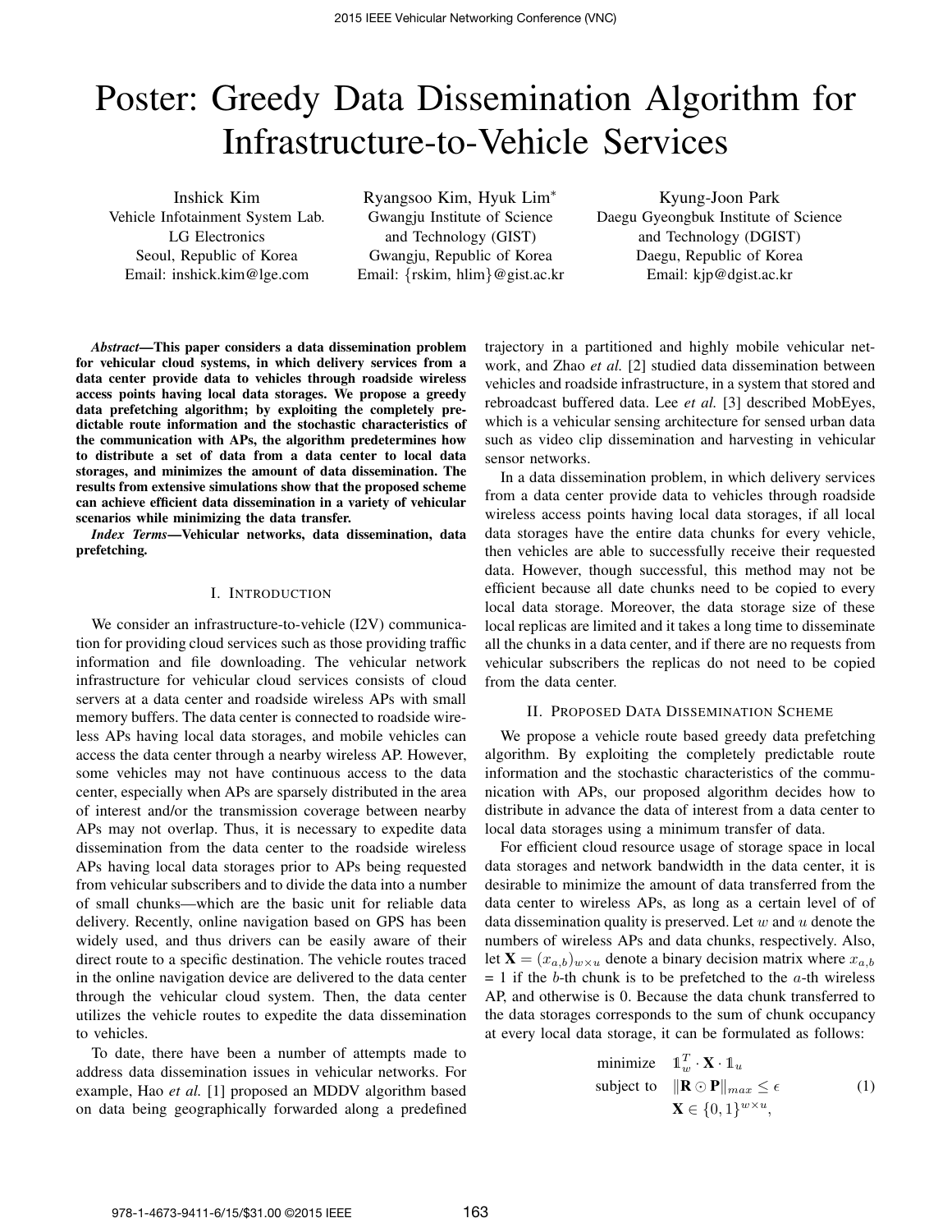# Poster: Greedy Data Dissemination Algorithm for Infrastructure-to-Vehicle Services

Inshick Kim
Vehicle Infotainment System Lab.
LG Electronics
Seoul, Republic of Korea
Email: inshick.kim@lge.com

Ryangsoo Kim, Hyuk Lim*
Gwangju Institute of Science and Technology (GIST)
Gwangju, Republic of Korea
Email: {rskim, hlim}@gist.ac.kr

Kyung-Joon Park
Daegu Gyeongbuk Institute of Science and Technology (DGIST)
Daegu, Republic of Korea
Email: kjp@dgist.ac.kr

***Abstract*—This paper considers a data dissemination problem for vehicular cloud systems, in which delivery services from a data center provide data to vehicles through roadside wireless access points having local data storages. We propose a greedy data prefetching algorithm; by exploiting the completely predictable route information and the stochastic characteristics of the communication with APs, the algorithm predetermines how to distribute a set of data from a data center to local data storages, and minimizes the amount of data dissemination. The results from extensive simulations show that the proposed scheme can achieve efficient data dissemination in a variety of vehicular scenarios while minimizing the data transfer.**

***Index Terms*—Vehicular networks, data dissemination, data prefetching.**

## I. Introduction

We consider an infrastructure-to-vehicle (I2V) communication for providing cloud services such as those providing traffic information and file downloading. The vehicular network infrastructure for vehicular cloud services consists of cloud servers at a data center and roadside wireless APs with small memory buffers. The data center is connected to roadside wireless APs having local data storages, and mobile vehicles can access the data center through a nearby wireless AP. However, some vehicles may not have continuous access to the data center, especially when APs are sparsely distributed in the area of interest and/or the transmission coverage between nearby APs may not overlap. Thus, it is necessary to expedite data dissemination from the data center to the roadside wireless APs having local data storages prior to APs being requested from vehicular subscribers and to divide the data into a number of small chunks—which are the basic unit for reliable data delivery. Recently, online navigation based on GPS has been widely used, and thus drivers can be easily aware of their direct route to a specific destination. The vehicle routes traced in the online navigation device are delivered to the data center through the vehicular cloud system. Then, the data center utilizes the vehicle routes to expedite the data dissemination to vehicles.

To date, there have been a number of attempts made to address data dissemination issues in vehicular networks. For example, Hao *et al.* [1] proposed an MDDV algorithm based on data being geographically forwarded along a predefined trajectory in a partitioned and highly mobile vehicular network, and Zhao *et al.* [2] studied data dissemination between vehicles and roadside infrastructure, in a system that stored and rebroadcast buffered data. Lee *et al.* [3] described MobEyes, which is a vehicular sensing architecture for sensed urban data such as video clip dissemination and harvesting in vehicular sensor networks.

In a data dissemination problem, in which delivery services from a data center provide data to vehicles through roadside wireless access points having local data storages, if all local data storages have the entire data chunks for every vehicle, then vehicles are able to successfully receive their requested data. However, though successful, this method may not be efficient because all date chunks need to be copied to every local data storage. Moreover, the data storage size of these local replicas are limited and it takes a long time to disseminate all the chunks in a data center, and if there are no requests from vehicular subscribers the replicas do not need to be copied from the data center.

## II. Proposed Data Dissemination Scheme

We propose a vehicle route based greedy data prefetching algorithm. By exploiting the completely predictable route information and the stochastic characteristics of the communication with APs, our proposed algorithm decides how to distribute in advance the data of interest from a data center to local data storages using a minimum transfer of data.

For efficient cloud resource usage of storage space in local data storages and network bandwidth in the data center, it is desirable to minimize the amount of data transferred from the data center to wireless APs, as long as a certain level of of data dissemination quality is preserved. Let $w$ and $u$ denote the numbers of wireless APs and data chunks, respectively. Also, let $\mathbf{X} = (x_{a,b})_{w \times u}$ denote a binary decision matrix where $x_{a,b} = 1$ if the $b$-th chunk is to be prefetched to the $a$-th wireless AP, and otherwise is 0. Because the data chunk transferred to the data storages corresponds to the sum of chunk occupancy at every local data storage, it can be formulated as follows:

$$
\begin{aligned}
\text{minimize} \quad & \mathbb{1}_w^T \cdot \mathbf{X} \cdot \mathbb{1}_u \\
\text{subject to} \quad & \|\mathbf{R} \odot \mathbf{P}\|_{max} \leq \epsilon \\
& \mathbf{X} \in \{0, 1\}^{w \times u},
\end{aligned} \tag{1}
$$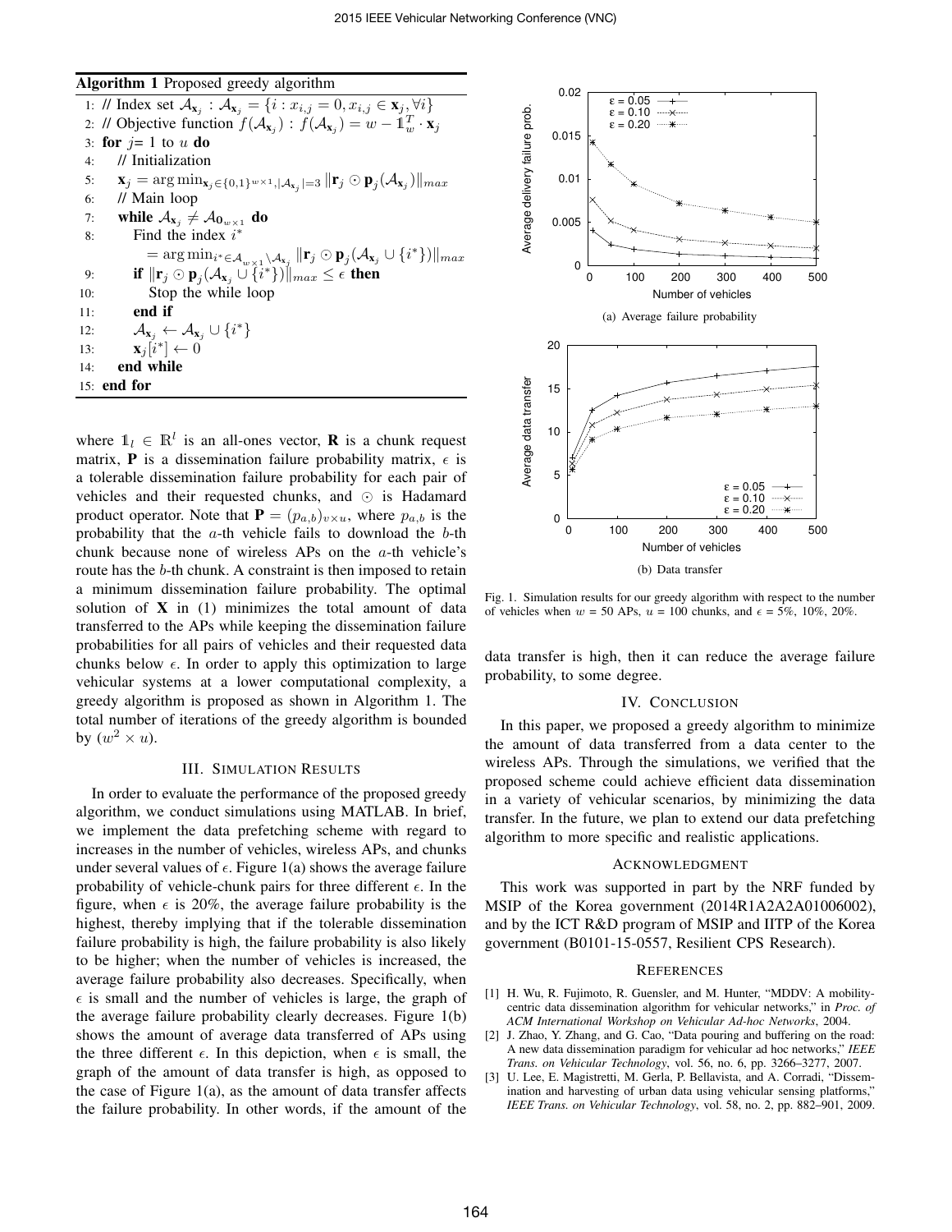**Algorithm 1** Proposed greedy algorithm

```
1: // Index set A_{x_j} : A_{x_j} = {i : x_{i,j} = 0, x_{i,j} ∈ x_j, ∀i}
2: // Objective function f(A_{x_j}) : f(A_{x_j}) = w − 1_w^T · x_j
3: for j = 1 to u do
4:     // Initialization
5:     x_j = arg min_{x_j ∈ {0,1}^{w×1}, |A_{x_j}|=3} ||r_j ⊙ p_j(A_{x_j})||_max
6:     // Main loop
7:     while A_{x_j} ≠ A_{0_{w×1}} do
8:         Find the index i*
               = arg min_{i* ∈ A_{w×1} \ A_{x_j}} ||r_j ⊙ p_j(A_{x_j} ∪ {i*})||_max
9:         if ||r_j ⊙ p_j(A_{x_j} ∪ {i*})||_max ≤ ε then
10:            Stop the while loop
11:        end if
12:        A_{x_j} ← A_{x_j} ∪ {i*}
13:        x_j[i*] ← 0
14:    end while
15: end for
```

where $\mathbb{1}_l \in \mathbb{R}^l$ is an all-ones vector, $\mathbf{R}$ is a chunk request matrix, $\mathbf{P}$ is a dissemination failure probability matrix, $\epsilon$ is a tolerable dissemination failure probability for each pair of vehicles and their requested chunks, and $\odot$ is Hadamard product operator. Note that $\mathbf{P} = (p_{a,b})_{v \times u}$, where $p_{a,b}$ is the probability that the $a$-th vehicle fails to download the $b$-th chunk because none of wireless APs on the $a$-th vehicle's route has the $b$-th chunk. A constraint is then imposed to retain a minimum dissemination failure probability. The optimal solution of $\mathbf{X}$ in (1) minimizes the total amount of data transferred to the APs while keeping the dissemination failure probabilities for all pairs of vehicles and their requested data chunks below $\epsilon$. In order to apply this optimization to large vehicular systems at a lower computational complexity, a greedy algorithm is proposed as shown in Algorithm 1. The total number of iterations of the greedy algorithm is bounded by $(w^2 \times u)$.

## III. Simulation Results

In order to evaluate the performance of the proposed greedy algorithm, we conduct simulations using MATLAB. In brief, we implement the data prefetching scheme with regard to increases in the number of vehicles, wireless APs, and chunks under several values of $\epsilon$. Figure 1(a) shows the average failure probability of vehicle-chunk pairs for three different $\epsilon$. In the figure, when $\epsilon$ is 20%, the average failure probability is the highest, thereby implying that if the tolerable dissemination failure probability is high, the failure probability is also likely to be higher; when the number of vehicles is increased, the average failure probability also decreases. Specifically, when $\epsilon$ is small and the number of vehicles is large, the graph of the average failure probability clearly decreases. Figure 1(b) shows the amount of average data transferred of APs using the three different $\epsilon$. In this depiction, when $\epsilon$ is small, the graph of the amount of data transfer is high, as opposed to the case of Figure 1(a), as the amount of data transfer affects the failure probability. In other words, if the amount of the data transfer is high, then it can reduce the average failure probability, to some degree.

Average delivery failure prob.
0.02
0.015
0.01
0.005
0
0 100 200 300 400 500
Number of vehicles
ε = 0.05
ε = 0.10
ε = 0.20

(a) Average failure probability

Average data transfer
20
15
10
5
0
0 100 200 300 400 500
Number of vehicles
ε = 0.05
ε = 0.10
ε = 0.20

(b) Data transfer

Fig. 1. Simulation results for our greedy algorithm with respect to the number of vehicles when $w$ = 50 APs, $u$ = 100 chunks, and $\epsilon$ = 5%, 10%, 20%.

## IV. Conclusion

In this paper, we proposed a greedy algorithm to minimize the amount of data transferred from a data center to the wireless APs. Through the simulations, we verified that the proposed scheme could achieve efficient data dissemination in a variety of vehicular scenarios, by minimizing the data transfer. In the future, we plan to extend our data prefetching algorithm to more specific and realistic applications.

## Acknowledgment

This work was supported in part by the NRF funded by MSIP of the Korea government (2014R1A2A2A01006002), and by the ICT R&D program of MSIP and IITP of the Korea government (B0101-15-0557, Resilient CPS Research).

## References

[1] H. Wu, R. Fujimoto, R. Guensler, and M. Hunter, "MDDV: A mobility-centric data dissemination algorithm for vehicular networks," in *Proc. of ACM International Workshop on Vehicular Ad-hoc Networks*, 2004.

[2] J. Zhao, Y. Zhang, and G. Cao, "Data pouring and buffering on the road: A new data dissemination paradigm for vehicular ad hoc networks," *IEEE Trans. on Vehicular Technology*, vol. 56, no. 6, pp. 3266–3277, 2007.

[3] U. Lee, E. Magistretti, M. Gerla, P. Bellavista, and A. Corradi, "Dissemination and harvesting of urban data using vehicular sensing platforms," *IEEE Trans. on Vehicular Technology*, vol. 58, no. 2, pp. 882–901, 2009.